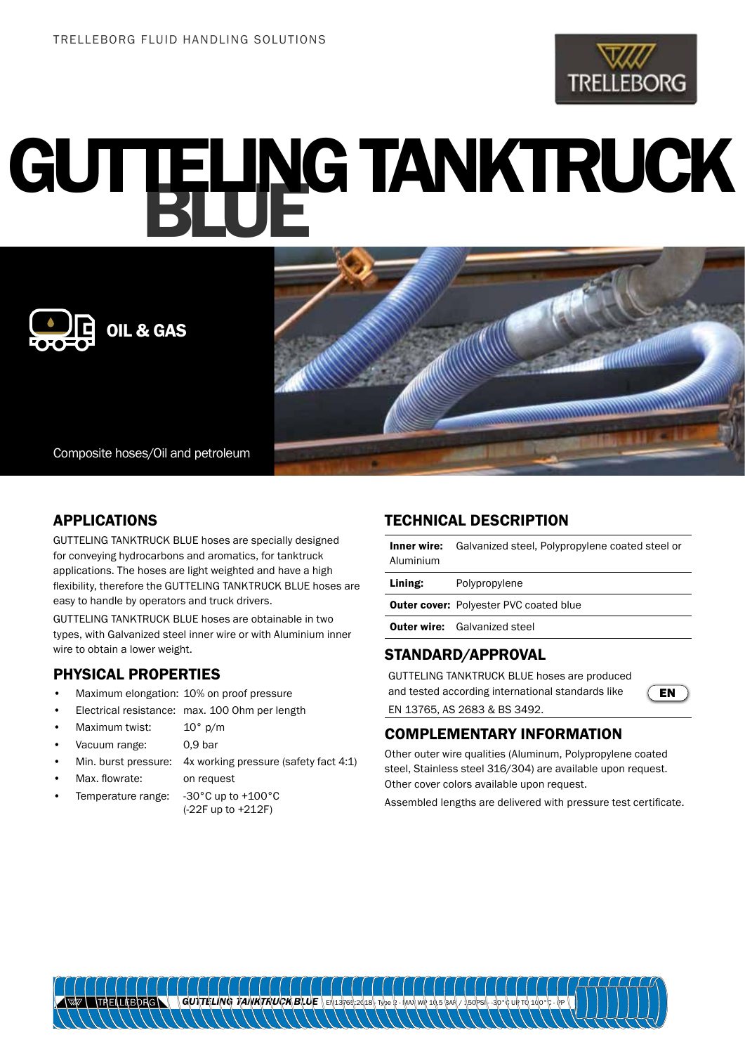TRELLEBORG FLUID HANDLING SOLUTIONS

# GUTTELING TANKTRUCK BLUE

OIL & GAS

Composite hoses/Oil and petroleum

## APPLICATIONS

GUTTELING TANKTRUCK BLUE hoses are specially designed for conveying hydrocarbons and aromatics, for tanktruck applications. The hoses are light weighted and have a high flexibility, therefore the GUTTELING TANKTRUCK BLUE hoses are easy to handle by operators and truck drivers.

GUTTELING TANKTRUCK BLUE hoses are obtainable in two types, with Galvanized steel inner wire or with Aluminium inner wire to obtain a lower weight.

## PHYSICAL PROPERTIES

- Maximum elongation: 10% on proof pressure
- Electrical resistance: max. 100 Ohm per length
- Maximum twist: 10° p/m
- Vacuum range: 0,9 bar
- Min. burst pressure: 4x working pressure (safety fact 4:1)
- Max. flowrate: on request
- Temperature range: -30°C up to +100°C (-22F up to +212F)

## TECHNICAL DESCRIPTION

| | |
|---|---|
| **Inner wire:** | Galvanized steel, Polypropylene coated steel or Aluminium |
| **Lining:** | Polypropylene |
| **Outer cover:** | Polyester PVC coated blue |
| **Outer wire:** | Galvanized steel |

## STANDARD/APPROVAL

GUTTELING TANKTRUCK BLUE hoses are produced and tested according international standards like EN 13765, AS 2683 & BS 3492.

EN

## COMPLEMENTARY INFORMATION

Other outer wire qualities (Aluminum, Polypropylene coated steel, Stainless steel 316/304) are available upon request. Other cover colors available upon request.

Assembled lengths are delivered with pressure test certificate.

TRELLEBORG GUTTELING TANKTRUCK BLUE EN13765:2018 - Type 2 - MAX WP 10,5 BAR / 150PSI - -30°C UP TO 100°C - PP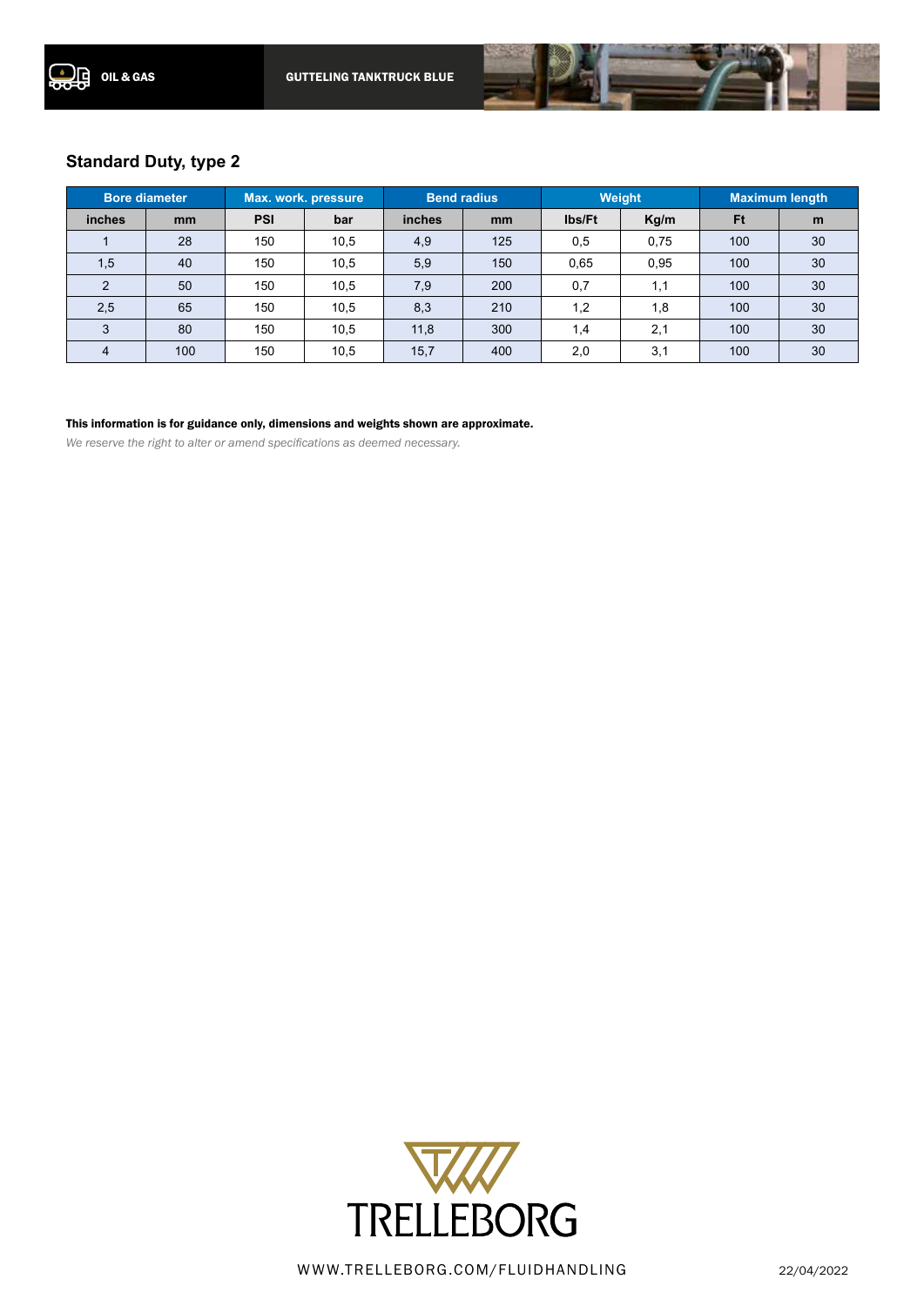## Standard Duty, type 2

| Bore diameter | | Max. work. pressure | | Bend radius | | Weight | | Maximum length | |
|---|---|---|---|---|---|---|---|---|---|
| inches | mm | PSI | bar | inches | mm | lbs/Ft | Kg/m | Ft | m |
| 1 | 28 | 150 | 10,5 | 4,9 | 125 | 0,5 | 0,75 | 100 | 30 |
| 1,5 | 40 | 150 | 10,5 | 5,9 | 150 | 0,65 | 0,95 | 100 | 30 |
| 2 | 50 | 150 | 10,5 | 7,9 | 200 | 0,7 | 1,1 | 100 | 30 |
| 2,5 | 65 | 150 | 10,5 | 8,3 | 210 | 1,2 | 1,8 | 100 | 30 |
| 3 | 80 | 150 | 10,5 | 11,8 | 300 | 1,4 | 2,1 | 100 | 30 |
| 4 | 100 | 150 | 10,5 | 15,7 | 400 | 2,0 | 3,1 | 100 | 30 |

**This information is for guidance only, dimensions and weights shown are approximate.**

*We reserve the right to alter or amend specifications as deemed necessary.*

TRELLEBORG

WWW.TRELLEBORG.COM/FLUIDHANDLING

22/04/2022